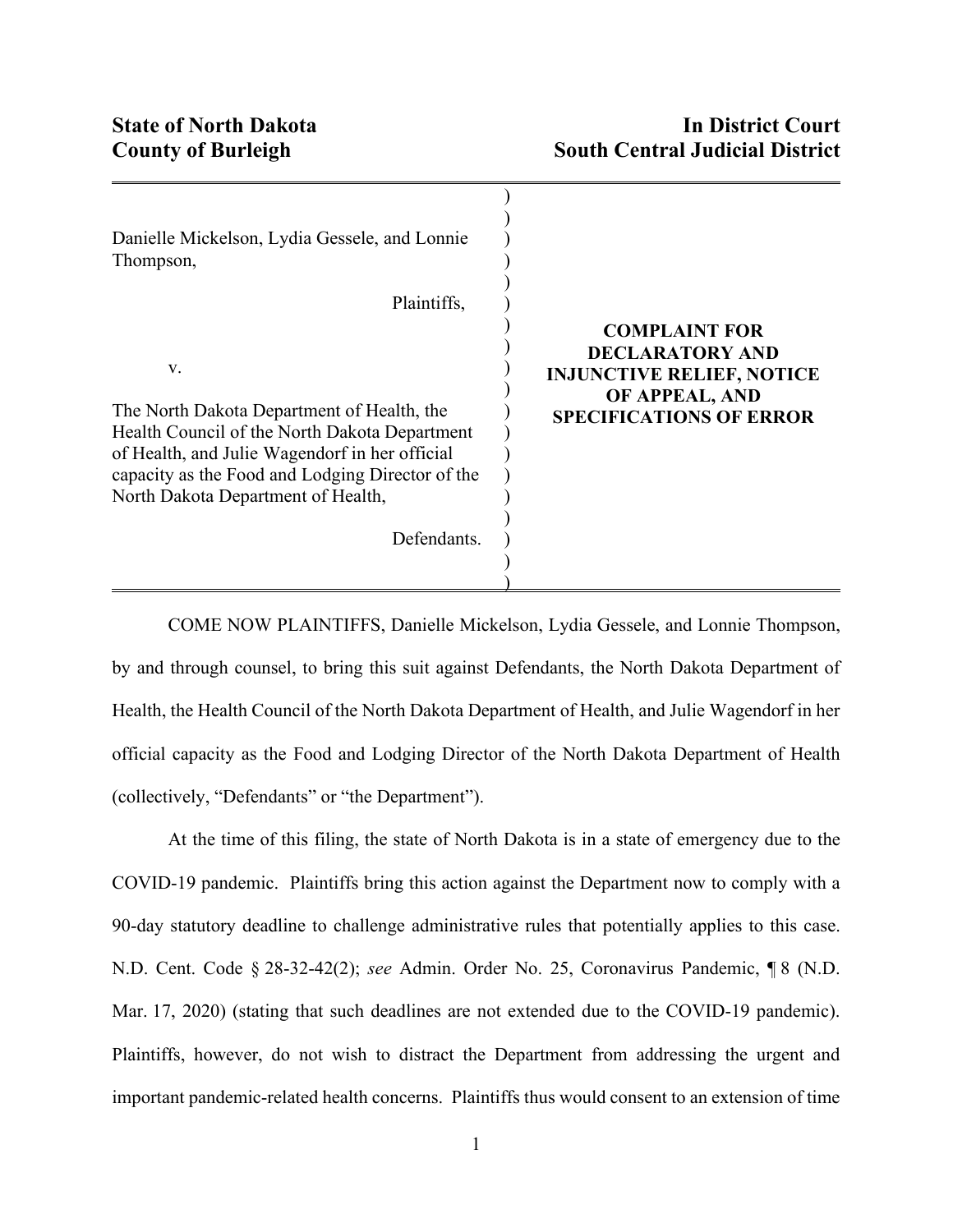**State of North Dakota**
**County of Burleigh**

**In District Court**
**South Central Judicial District**

Danielle Mickelson, Lydia Gessele, and Lonnie Thompson,

Plaintiffs,

v.

The North Dakota Department of Health, the Health Council of the North Dakota Department of Health, and Julie Wagendorf in her official capacity as the Food and Lodging Director of the North Dakota Department of Health,

Defendants.

**COMPLAINT FOR DECLARATORY AND INJUNCTIVE RELIEF, NOTICE OF APPEAL, AND SPECIFICATIONS OF ERROR**

COME NOW PLAINTIFFS, Danielle Mickelson, Lydia Gessele, and Lonnie Thompson, by and through counsel, to bring this suit against Defendants, the North Dakota Department of Health, the Health Council of the North Dakota Department of Health, and Julie Wagendorf in her official capacity as the Food and Lodging Director of the North Dakota Department of Health (collectively, "Defendants" or "the Department").

At the time of this filing, the state of North Dakota is in a state of emergency due to the COVID-19 pandemic. Plaintiffs bring this action against the Department now to comply with a 90-day statutory deadline to challenge administrative rules that potentially applies to this case. N.D. Cent. Code § 28-32-42(2); *see* Admin. Order No. 25, Coronavirus Pandemic, ¶ 8 (N.D. Mar. 17, 2020) (stating that such deadlines are not extended due to the COVID-19 pandemic). Plaintiffs, however, do not wish to distract the Department from addressing the urgent and important pandemic-related health concerns. Plaintiffs thus would consent to an extension of time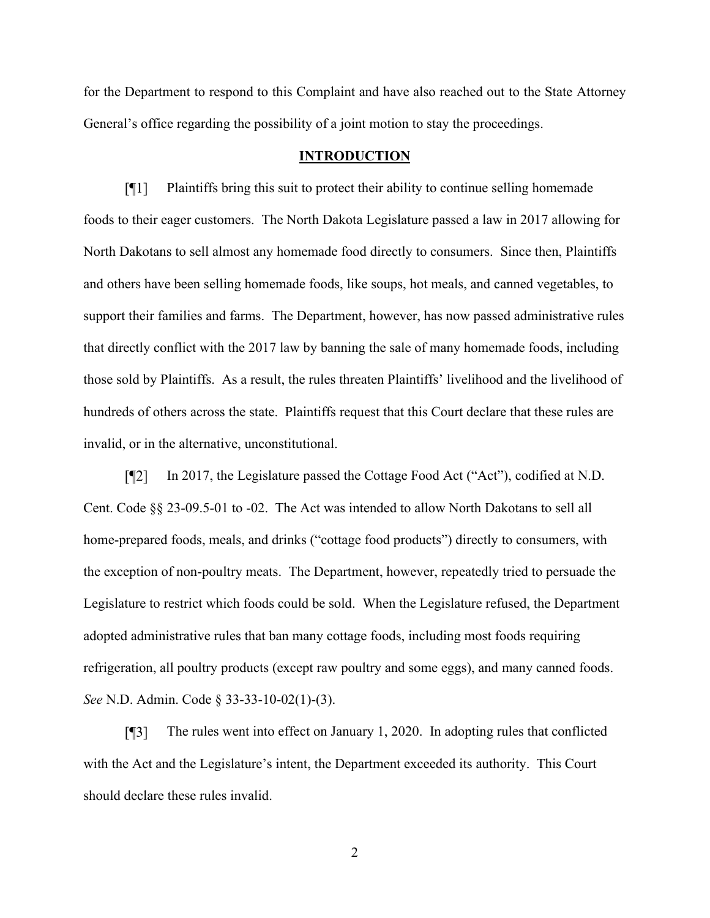for the Department to respond to this Complaint and have also reached out to the State Attorney General's office regarding the possibility of a joint motion to stay the proceedings.

## INTRODUCTION

[¶1] Plaintiffs bring this suit to protect their ability to continue selling homemade foods to their eager customers. The North Dakota Legislature passed a law in 2017 allowing for North Dakotans to sell almost any homemade food directly to consumers. Since then, Plaintiffs and others have been selling homemade foods, like soups, hot meals, and canned vegetables, to support their families and farms. The Department, however, has now passed administrative rules that directly conflict with the 2017 law by banning the sale of many homemade foods, including those sold by Plaintiffs. As a result, the rules threaten Plaintiffs' livelihood and the livelihood of hundreds of others across the state. Plaintiffs request that this Court declare that these rules are invalid, or in the alternative, unconstitutional.

[¶2] In 2017, the Legislature passed the Cottage Food Act ("Act"), codified at N.D. Cent. Code §§ 23-09.5-01 to -02. The Act was intended to allow North Dakotans to sell all home-prepared foods, meals, and drinks ("cottage food products") directly to consumers, with the exception of non-poultry meats. The Department, however, repeatedly tried to persuade the Legislature to restrict which foods could be sold. When the Legislature refused, the Department adopted administrative rules that ban many cottage foods, including most foods requiring refrigeration, all poultry products (except raw poultry and some eggs), and many canned foods. *See* N.D. Admin. Code § 33-33-10-02(1)-(3).

[¶3] The rules went into effect on January 1, 2020. In adopting rules that conflicted with the Act and the Legislature's intent, the Department exceeded its authority. This Court should declare these rules invalid.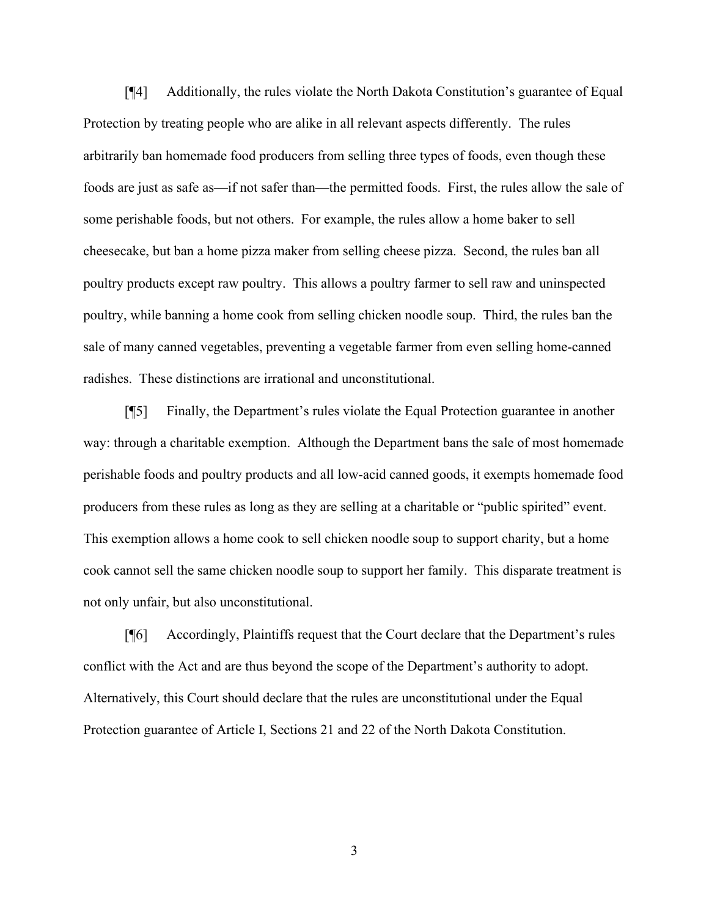[¶4] Additionally, the rules violate the North Dakota Constitution's guarantee of Equal Protection by treating people who are alike in all relevant aspects differently. The rules arbitrarily ban homemade food producers from selling three types of foods, even though these foods are just as safe as—if not safer than—the permitted foods. First, the rules allow the sale of some perishable foods, but not others. For example, the rules allow a home baker to sell cheesecake, but ban a home pizza maker from selling cheese pizza. Second, the rules ban all poultry products except raw poultry. This allows a poultry farmer to sell raw and uninspected poultry, while banning a home cook from selling chicken noodle soup. Third, the rules ban the sale of many canned vegetables, preventing a vegetable farmer from even selling home-canned radishes. These distinctions are irrational and unconstitutional.

[¶5] Finally, the Department's rules violate the Equal Protection guarantee in another way: through a charitable exemption. Although the Department bans the sale of most homemade perishable foods and poultry products and all low-acid canned goods, it exempts homemade food producers from these rules as long as they are selling at a charitable or "public spirited" event. This exemption allows a home cook to sell chicken noodle soup to support charity, but a home cook cannot sell the same chicken noodle soup to support her family. This disparate treatment is not only unfair, but also unconstitutional.

[¶6] Accordingly, Plaintiffs request that the Court declare that the Department's rules conflict with the Act and are thus beyond the scope of the Department's authority to adopt. Alternatively, this Court should declare that the rules are unconstitutional under the Equal Protection guarantee of Article I, Sections 21 and 22 of the North Dakota Constitution.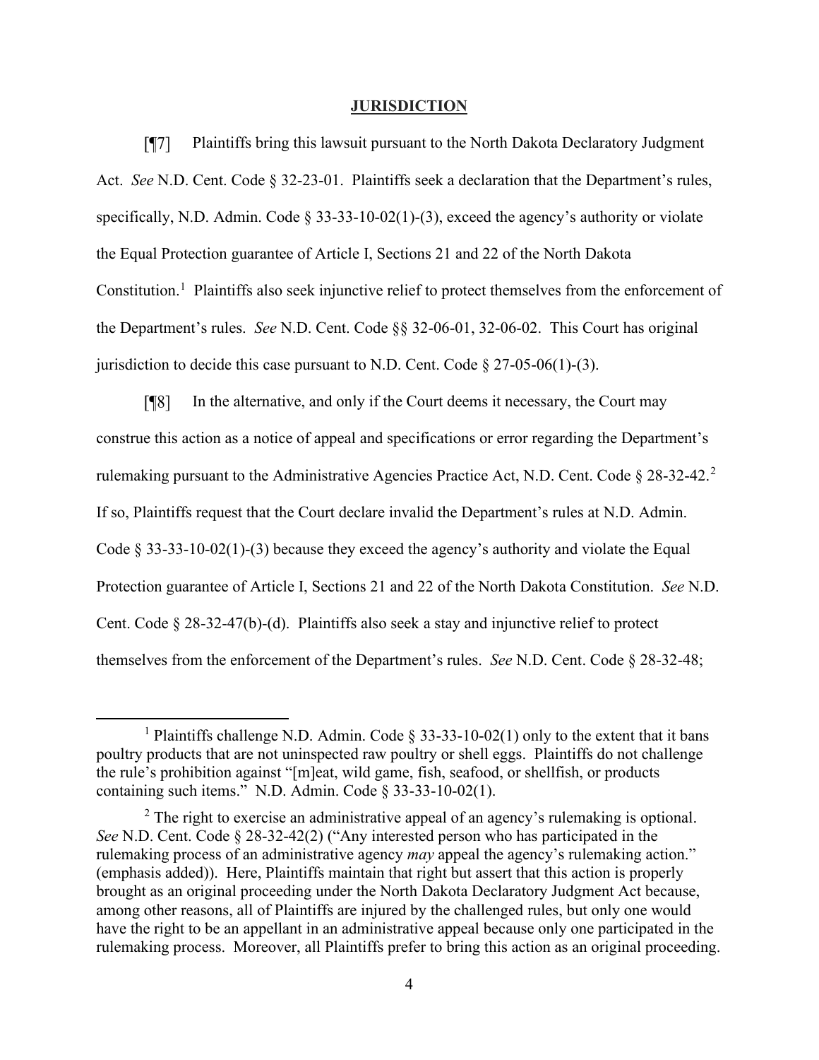## JURISDICTION

[¶7] Plaintiffs bring this lawsuit pursuant to the North Dakota Declaratory Judgment Act. *See* N.D. Cent. Code § 32-23-01. Plaintiffs seek a declaration that the Department's rules, specifically, N.D. Admin. Code § 33-33-10-02(1)-(3), exceed the agency's authority or violate the Equal Protection guarantee of Article I, Sections 21 and 22 of the North Dakota Constitution.[1] Plaintiffs also seek injunctive relief to protect themselves from the enforcement of the Department's rules. *See* N.D. Cent. Code §§ 32-06-01, 32-06-02. This Court has original jurisdiction to decide this case pursuant to N.D. Cent. Code § 27-05-06(1)-(3).

[¶8] In the alternative, and only if the Court deems it necessary, the Court may construe this action as a notice of appeal and specifications or error regarding the Department's rulemaking pursuant to the Administrative Agencies Practice Act, N.D. Cent. Code § 28-32-42.[2] If so, Plaintiffs request that the Court declare invalid the Department's rules at N.D. Admin. Code § 33-33-10-02(1)-(3) because they exceed the agency's authority and violate the Equal Protection guarantee of Article I, Sections 21 and 22 of the North Dakota Constitution. *See* N.D. Cent. Code § 28-32-47(b)-(d). Plaintiffs also seek a stay and injunctive relief to protect themselves from the enforcement of the Department's rules. *See* N.D. Cent. Code § 28-32-48;

---

[1] Plaintiffs challenge N.D. Admin. Code § 33-33-10-02(1) only to the extent that it bans poultry products that are not uninspected raw poultry or shell eggs. Plaintiffs do not challenge the rule's prohibition against "[m]eat, wild game, fish, seafood, or shellfish, or products containing such items." N.D. Admin. Code § 33-33-10-02(1).

[2] The right to exercise an administrative appeal of an agency's rulemaking is optional. *See* N.D. Cent. Code § 28-32-42(2) ("Any interested person who has participated in the rulemaking process of an administrative agency *may* appeal the agency's rulemaking action." (emphasis added)). Here, Plaintiffs maintain that right but assert that this action is properly brought as an original proceeding under the North Dakota Declaratory Judgment Act because, among other reasons, all of Plaintiffs are injured by the challenged rules, but only one would have the right to be an appellant in an administrative appeal because only one participated in the rulemaking process. Moreover, all Plaintiffs prefer to bring this action as an original proceeding.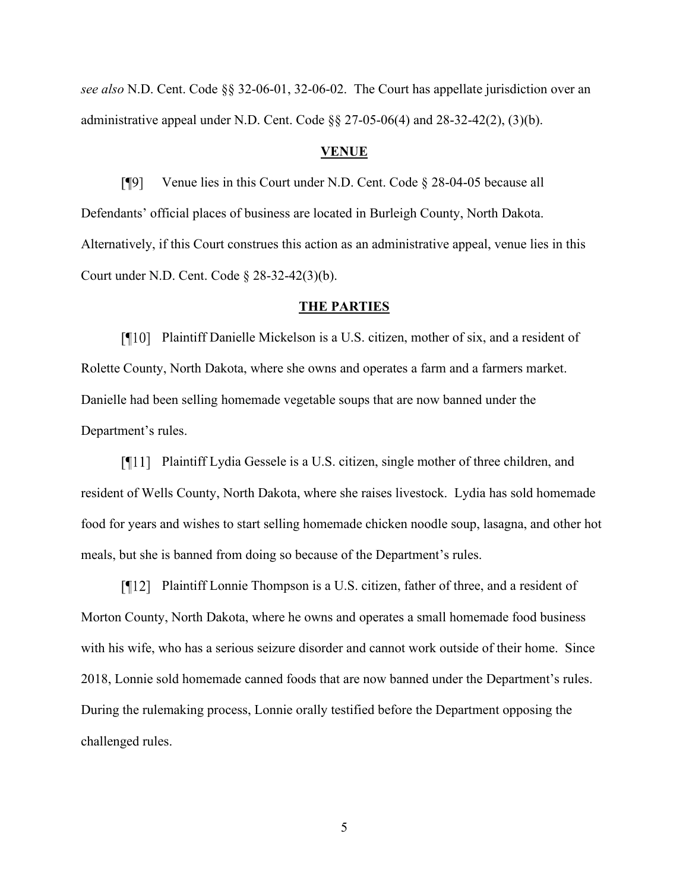*see also* N.D. Cent. Code §§ 32-06-01, 32-06-02. The Court has appellate jurisdiction over an administrative appeal under N.D. Cent. Code §§ 27-05-06(4) and 28-32-42(2), (3)(b).

## VENUE

[¶9] Venue lies in this Court under N.D. Cent. Code § 28-04-05 because all Defendants' official places of business are located in Burleigh County, North Dakota. Alternatively, if this Court construes this action as an administrative appeal, venue lies in this Court under N.D. Cent. Code § 28-32-42(3)(b).

## THE PARTIES

[¶10] Plaintiff Danielle Mickelson is a U.S. citizen, mother of six, and a resident of Rolette County, North Dakota, where she owns and operates a farm and a farmers market. Danielle had been selling homemade vegetable soups that are now banned under the Department's rules.

[¶11] Plaintiff Lydia Gessele is a U.S. citizen, single mother of three children, and resident of Wells County, North Dakota, where she raises livestock. Lydia has sold homemade food for years and wishes to start selling homemade chicken noodle soup, lasagna, and other hot meals, but she is banned from doing so because of the Department's rules.

[¶12] Plaintiff Lonnie Thompson is a U.S. citizen, father of three, and a resident of Morton County, North Dakota, where he owns and operates a small homemade food business with his wife, who has a serious seizure disorder and cannot work outside of their home. Since 2018, Lonnie sold homemade canned foods that are now banned under the Department's rules. During the rulemaking process, Lonnie orally testified before the Department opposing the challenged rules.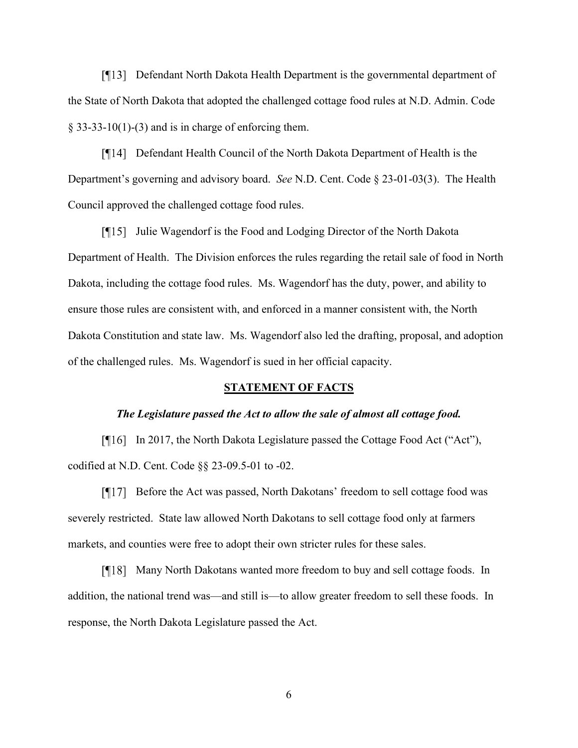[¶13] Defendant North Dakota Health Department is the governmental department of the State of North Dakota that adopted the challenged cottage food rules at N.D. Admin. Code § 33-33-10(1)-(3) and is in charge of enforcing them.

[¶14] Defendant Health Council of the North Dakota Department of Health is the Department's governing and advisory board. *See* N.D. Cent. Code § 23-01-03(3). The Health Council approved the challenged cottage food rules.

[¶15] Julie Wagendorf is the Food and Lodging Director of the North Dakota Department of Health. The Division enforces the rules regarding the retail sale of food in North Dakota, including the cottage food rules. Ms. Wagendorf has the duty, power, and ability to ensure those rules are consistent with, and enforced in a manner consistent with, the North Dakota Constitution and state law. Ms. Wagendorf also led the drafting, proposal, and adoption of the challenged rules. Ms. Wagendorf is sued in her official capacity.

## **STATEMENT OF FACTS**

### ***The Legislature passed the Act to allow the sale of almost all cottage food.***

[¶16] In 2017, the North Dakota Legislature passed the Cottage Food Act ("Act"), codified at N.D. Cent. Code §§ 23-09.5-01 to -02.

[¶17] Before the Act was passed, North Dakotans' freedom to sell cottage food was severely restricted. State law allowed North Dakotans to sell cottage food only at farmers markets, and counties were free to adopt their own stricter rules for these sales.

[¶18] Many North Dakotans wanted more freedom to buy and sell cottage foods. In addition, the national trend was—and still is—to allow greater freedom to sell these foods. In response, the North Dakota Legislature passed the Act.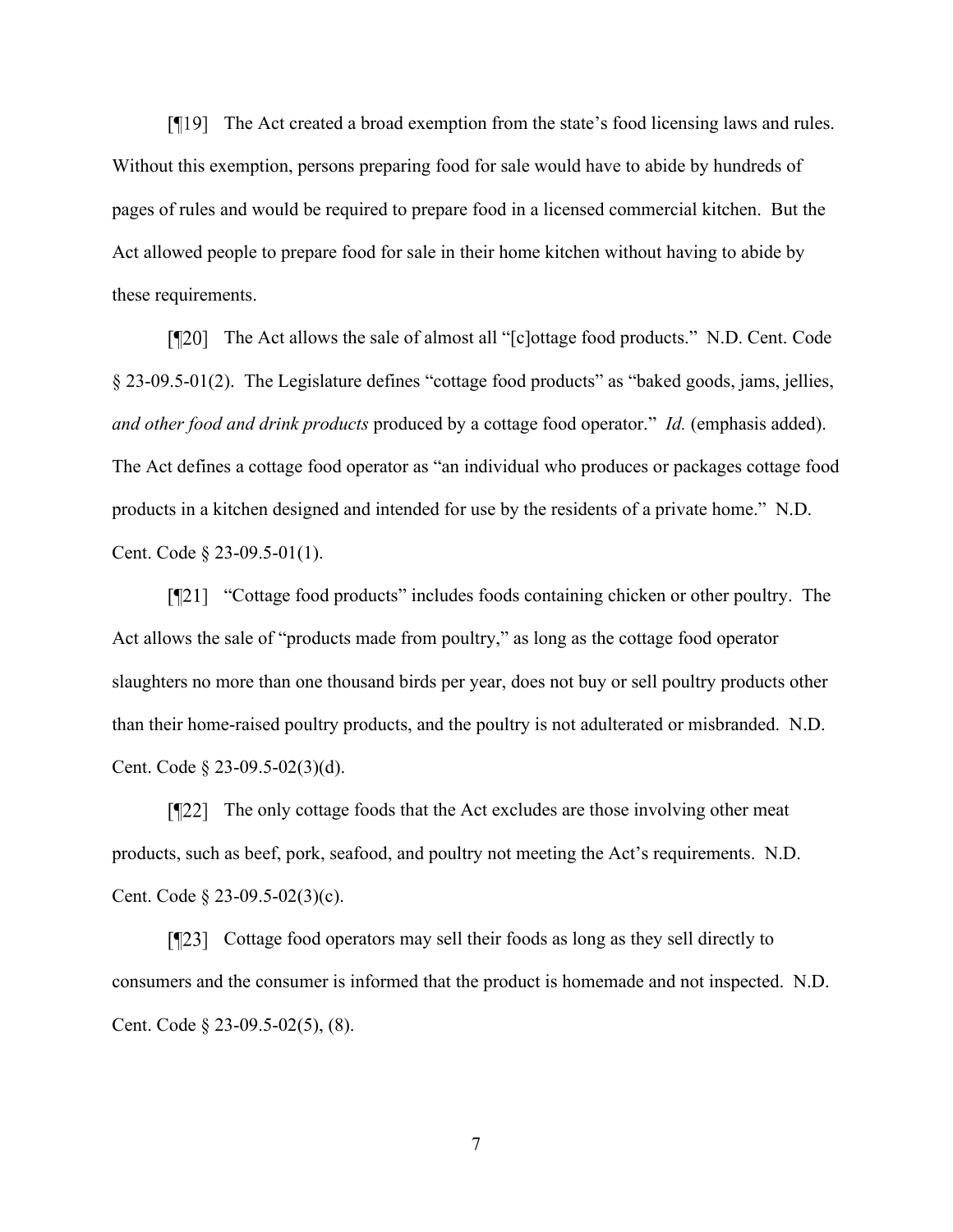[¶19] The Act created a broad exemption from the state's food licensing laws and rules. Without this exemption, persons preparing food for sale would have to abide by hundreds of pages of rules and would be required to prepare food in a licensed commercial kitchen. But the Act allowed people to prepare food for sale in their home kitchen without having to abide by these requirements.

[¶20] The Act allows the sale of almost all "[c]ottage food products." N.D. Cent. Code § 23-09.5-01(2). The Legislature defines "cottage food products" as "baked goods, jams, jellies, *and other food and drink products* produced by a cottage food operator." *Id.* (emphasis added). The Act defines a cottage food operator as "an individual who produces or packages cottage food products in a kitchen designed and intended for use by the residents of a private home." N.D. Cent. Code § 23-09.5-01(1).

[¶21] "Cottage food products" includes foods containing chicken or other poultry. The Act allows the sale of "products made from poultry," as long as the cottage food operator slaughters no more than one thousand birds per year, does not buy or sell poultry products other than their home-raised poultry products, and the poultry is not adulterated or misbranded. N.D. Cent. Code § 23-09.5-02(3)(d).

[¶22] The only cottage foods that the Act excludes are those involving other meat products, such as beef, pork, seafood, and poultry not meeting the Act's requirements. N.D. Cent. Code § 23-09.5-02(3)(c).

[¶23] Cottage food operators may sell their foods as long as they sell directly to consumers and the consumer is informed that the product is homemade and not inspected. N.D. Cent. Code § 23-09.5-02(5), (8).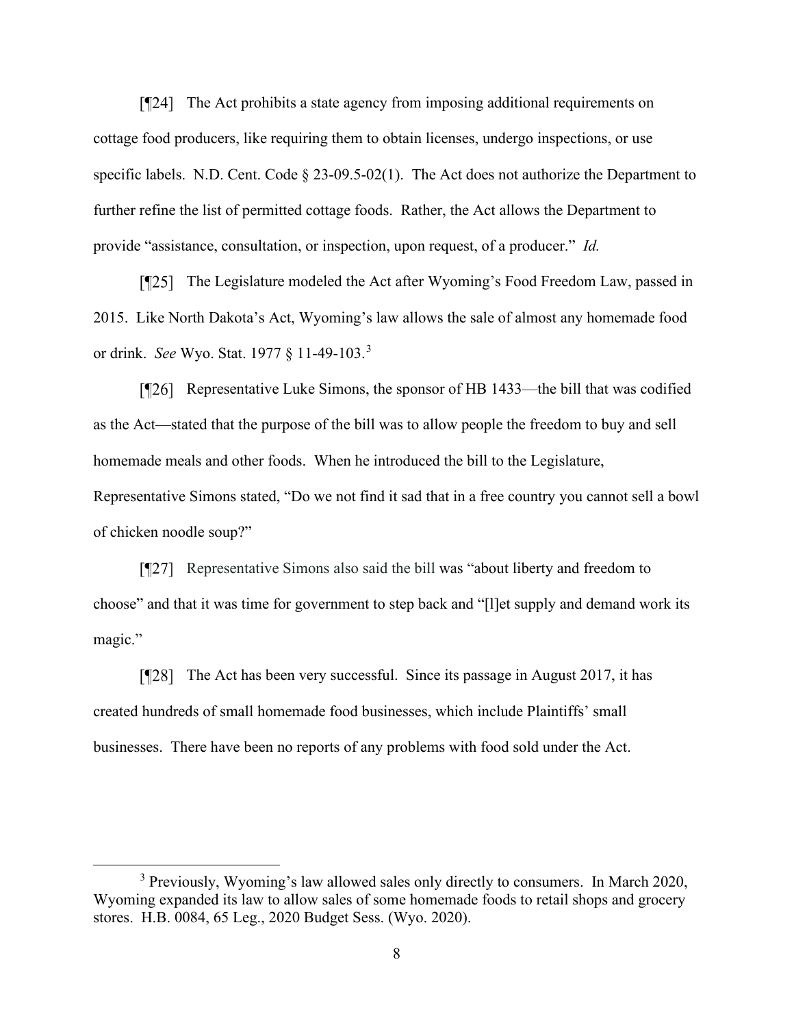[¶24] The Act prohibits a state agency from imposing additional requirements on cottage food producers, like requiring them to obtain licenses, undergo inspections, or use specific labels. N.D. Cent. Code § 23-09.5-02(1). The Act does not authorize the Department to further refine the list of permitted cottage foods. Rather, the Act allows the Department to provide "assistance, consultation, or inspection, upon request, of a producer." *Id.*

[¶25] The Legislature modeled the Act after Wyoming's Food Freedom Law, passed in 2015. Like North Dakota's Act, Wyoming's law allows the sale of almost any homemade food or drink. *See* Wyo. Stat. 1977 § 11-49-103.[3]

[¶26] Representative Luke Simons, the sponsor of HB 1433—the bill that was codified as the Act—stated that the purpose of the bill was to allow people the freedom to buy and sell homemade meals and other foods. When he introduced the bill to the Legislature, Representative Simons stated, "Do we not find it sad that in a free country you cannot sell a bowl of chicken noodle soup?"

[¶27] Representative Simons also said the bill was "about liberty and freedom to choose" and that it was time for government to step back and "[l]et supply and demand work its magic."

[¶28] The Act has been very successful. Since its passage in August 2017, it has created hundreds of small homemade food businesses, which include Plaintiffs' small businesses. There have been no reports of any problems with food sold under the Act.

---

[3] Previously, Wyoming's law allowed sales only directly to consumers. In March 2020, Wyoming expanded its law to allow sales of some homemade foods to retail shops and grocery stores. H.B. 0084, 65 Leg., 2020 Budget Sess. (Wyo. 2020).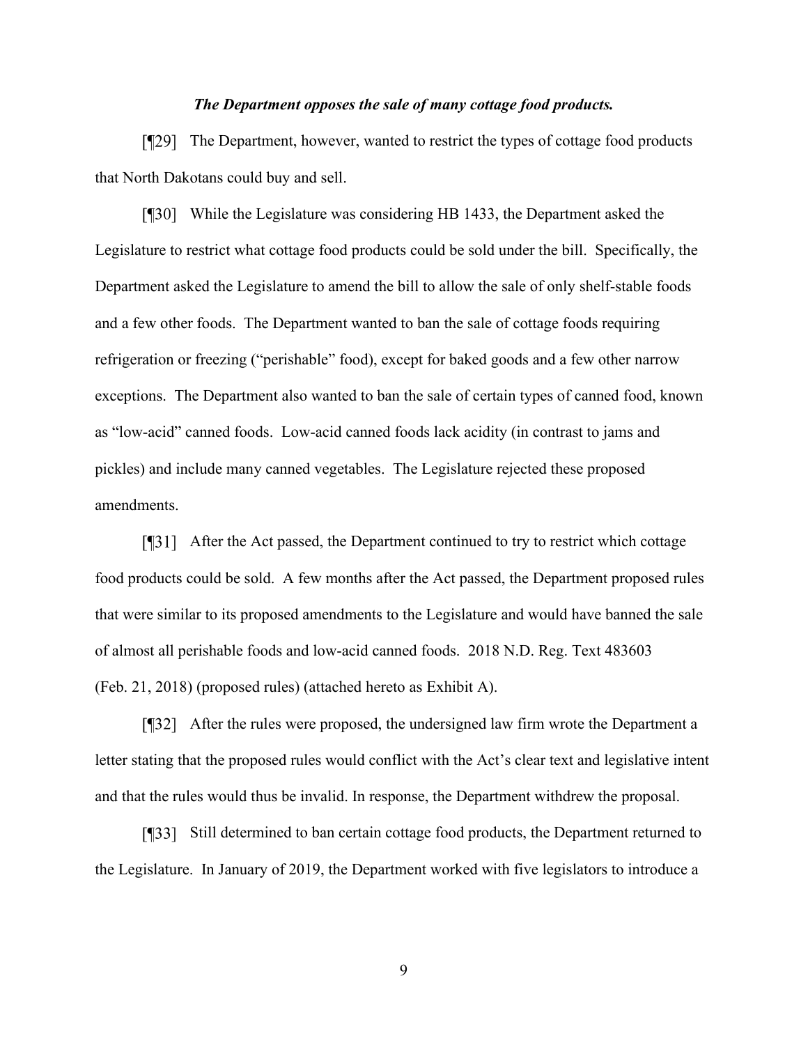***The Department opposes the sale of many cottage food products.***

[¶29] The Department, however, wanted to restrict the types of cottage food products that North Dakotans could buy and sell.

[¶30] While the Legislature was considering HB 1433, the Department asked the Legislature to restrict what cottage food products could be sold under the bill. Specifically, the Department asked the Legislature to amend the bill to allow the sale of only shelf-stable foods and a few other foods. The Department wanted to ban the sale of cottage foods requiring refrigeration or freezing ("perishable" food), except for baked goods and a few other narrow exceptions. The Department also wanted to ban the sale of certain types of canned food, known as "low-acid" canned foods. Low-acid canned foods lack acidity (in contrast to jams and pickles) and include many canned vegetables. The Legislature rejected these proposed amendments.

[¶31] After the Act passed, the Department continued to try to restrict which cottage food products could be sold. A few months after the Act passed, the Department proposed rules that were similar to its proposed amendments to the Legislature and would have banned the sale of almost all perishable foods and low-acid canned foods. 2018 N.D. Reg. Text 483603 (Feb. 21, 2018) (proposed rules) (attached hereto as Exhibit A).

[¶32] After the rules were proposed, the undersigned law firm wrote the Department a letter stating that the proposed rules would conflict with the Act's clear text and legislative intent and that the rules would thus be invalid. In response, the Department withdrew the proposal.

[¶33] Still determined to ban certain cottage food products, the Department returned to the Legislature. In January of 2019, the Department worked with five legislators to introduce a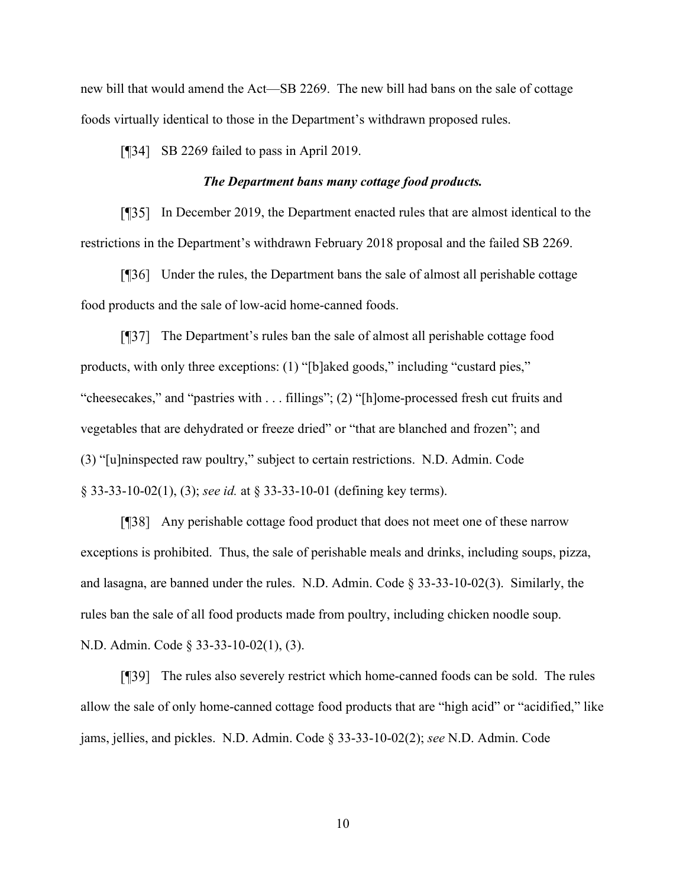new bill that would amend the Act—SB 2269. The new bill had bans on the sale of cottage foods virtually identical to those in the Department's withdrawn proposed rules.

[¶34] SB 2269 failed to pass in April 2019.

***The Department bans many cottage food products.***

[¶35] In December 2019, the Department enacted rules that are almost identical to the restrictions in the Department's withdrawn February 2018 proposal and the failed SB 2269.

[¶36] Under the rules, the Department bans the sale of almost all perishable cottage food products and the sale of low-acid home-canned foods.

[¶37] The Department's rules ban the sale of almost all perishable cottage food products, with only three exceptions: (1) "[b]aked goods," including "custard pies," "cheesecakes," and "pastries with . . . fillings"; (2) "[h]ome-processed fresh cut fruits and vegetables that are dehydrated or freeze dried" or "that are blanched and frozen"; and (3) "[u]ninspected raw poultry," subject to certain restrictions. N.D. Admin. Code § 33-33-10-02(1), (3); *see id.* at § 33-33-10-01 (defining key terms).

[¶38] Any perishable cottage food product that does not meet one of these narrow exceptions is prohibited. Thus, the sale of perishable meals and drinks, including soups, pizza, and lasagna, are banned under the rules. N.D. Admin. Code § 33-33-10-02(3). Similarly, the rules ban the sale of all food products made from poultry, including chicken noodle soup. N.D. Admin. Code § 33-33-10-02(1), (3).

[¶39] The rules also severely restrict which home-canned foods can be sold. The rules allow the sale of only home-canned cottage food products that are "high acid" or "acidified," like jams, jellies, and pickles. N.D. Admin. Code § 33-33-10-02(2); *see* N.D. Admin. Code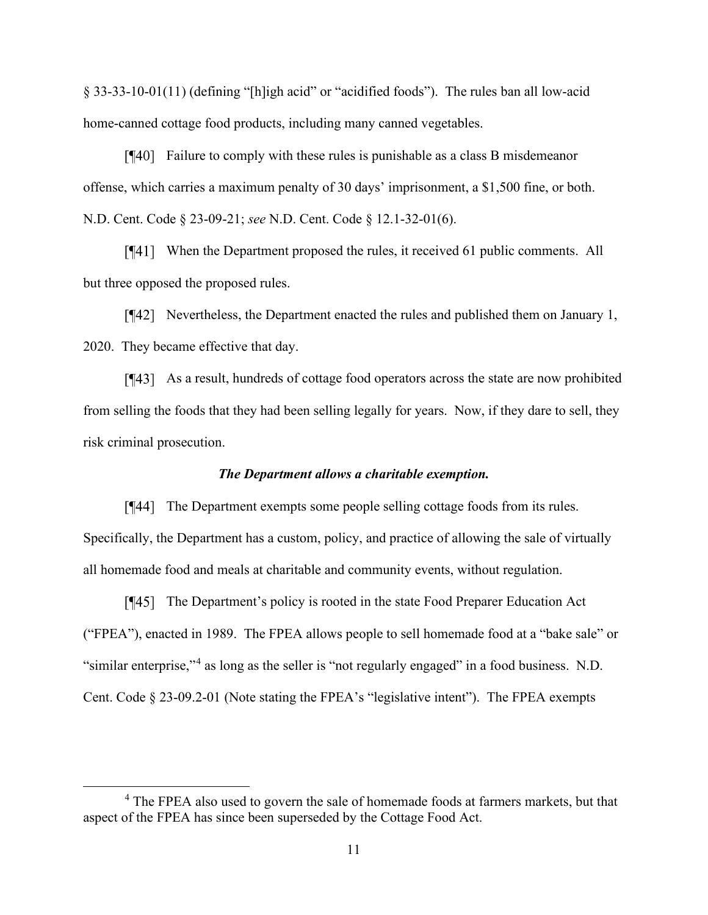§ 33-33-10-01(11) (defining "[h]igh acid" or "acidified foods"). The rules ban all low-acid home-canned cottage food products, including many canned vegetables.

[¶40] Failure to comply with these rules is punishable as a class B misdemeanor offense, which carries a maximum penalty of 30 days' imprisonment, a $1,500 fine, or both. N.D. Cent. Code § 23-09-21; *see* N.D. Cent. Code § 12.1-32-01(6).

[¶41] When the Department proposed the rules, it received 61 public comments. All but three opposed the proposed rules.

[¶42] Nevertheless, the Department enacted the rules and published them on January 1, 2020. They became effective that day.

[¶43] As a result, hundreds of cottage food operators across the state are now prohibited from selling the foods that they had been selling legally for years. Now, if they dare to sell, they risk criminal prosecution.

***The Department allows a charitable exemption.***

[¶44] The Department exempts some people selling cottage foods from its rules. Specifically, the Department has a custom, policy, and practice of allowing the sale of virtually all homemade food and meals at charitable and community events, without regulation.

[¶45] The Department's policy is rooted in the state Food Preparer Education Act ("FPEA"), enacted in 1989. The FPEA allows people to sell homemade food at a "bake sale" or "similar enterprise,"[4] as long as the seller is "not regularly engaged" in a food business. N.D. Cent. Code § 23-09.2-01 (Note stating the FPEA's "legislative intent"). The FPEA exempts

[4] The FPEA also used to govern the sale of homemade foods at farmers markets, but that aspect of the FPEA has since been superseded by the Cottage Food Act.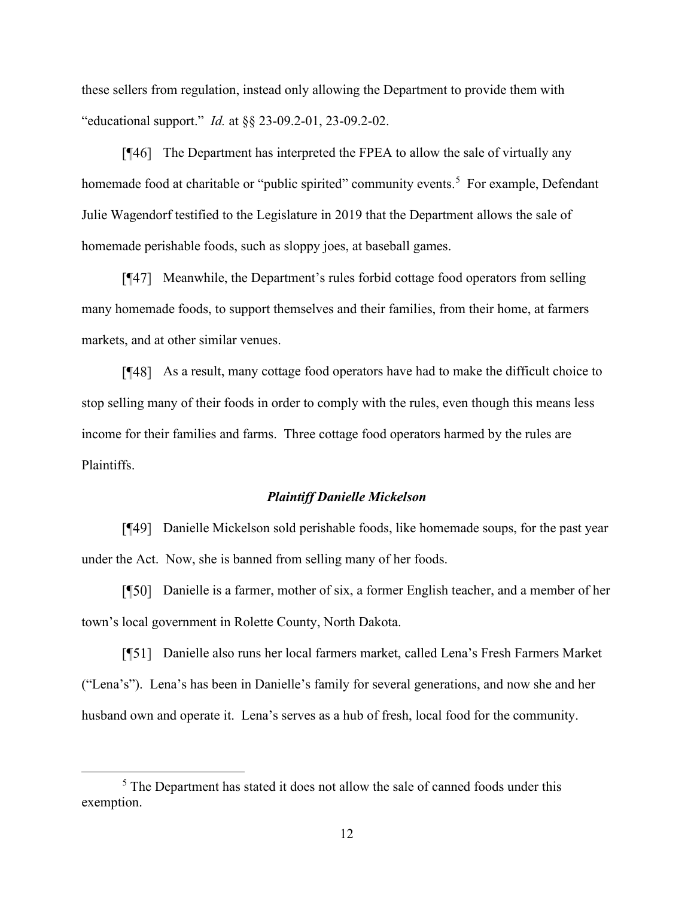these sellers from regulation, instead only allowing the Department to provide them with "educational support." *Id.* at §§ 23-09.2-01, 23-09.2-02.

[¶46] The Department has interpreted the FPEA to allow the sale of virtually any homemade food at charitable or "public spirited" community events.[5] For example, Defendant Julie Wagendorf testified to the Legislature in 2019 that the Department allows the sale of homemade perishable foods, such as sloppy joes, at baseball games.

[¶47] Meanwhile, the Department's rules forbid cottage food operators from selling many homemade foods, to support themselves and their families, from their home, at farmers markets, and at other similar venues.

[¶48] As a result, many cottage food operators have had to make the difficult choice to stop selling many of their foods in order to comply with the rules, even though this means less income for their families and farms. Three cottage food operators harmed by the rules are Plaintiffs.

***Plaintiff Danielle Mickelson***

[¶49] Danielle Mickelson sold perishable foods, like homemade soups, for the past year under the Act. Now, she is banned from selling many of her foods.

[¶50] Danielle is a farmer, mother of six, a former English teacher, and a member of her town's local government in Rolette County, North Dakota.

[¶51] Danielle also runs her local farmers market, called Lena's Fresh Farmers Market ("Lena's"). Lena's has been in Danielle's family for several generations, and now she and her husband own and operate it. Lena's serves as a hub of fresh, local food for the community.

[5] The Department has stated it does not allow the sale of canned foods under this exemption.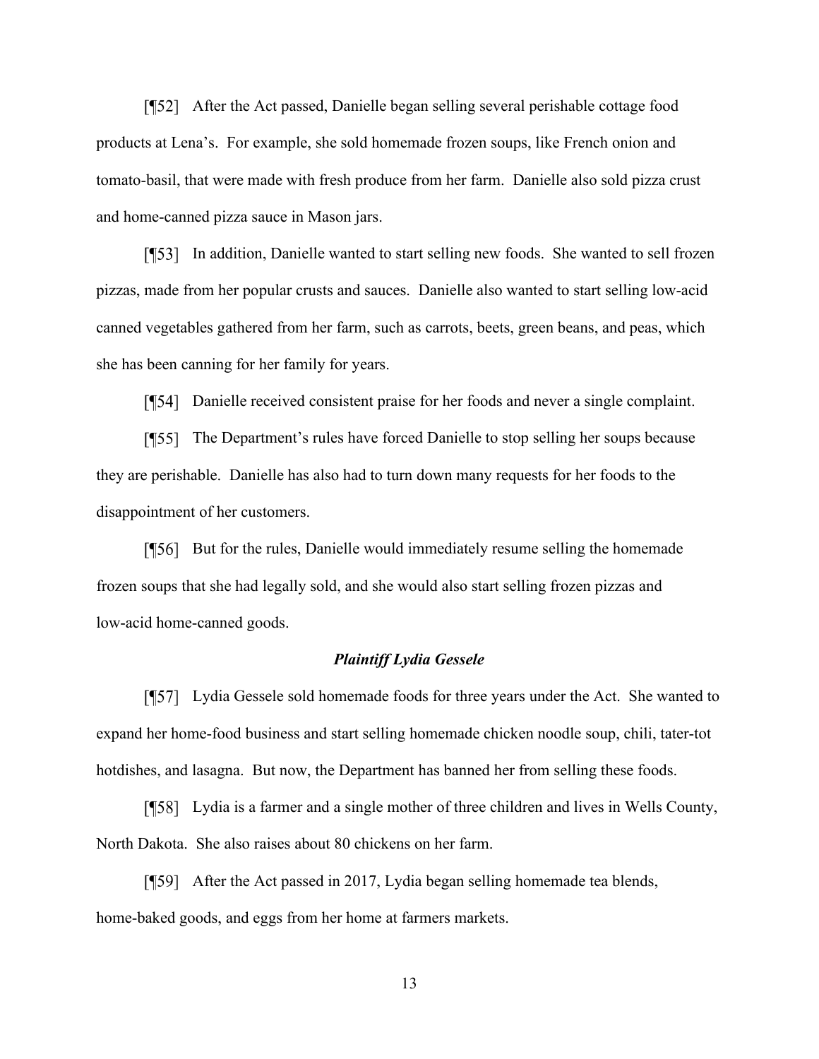[¶52] After the Act passed, Danielle began selling several perishable cottage food products at Lena's. For example, she sold homemade frozen soups, like French onion and tomato-basil, that were made with fresh produce from her farm. Danielle also sold pizza crust and home-canned pizza sauce in Mason jars.

[¶53] In addition, Danielle wanted to start selling new foods. She wanted to sell frozen pizzas, made from her popular crusts and sauces. Danielle also wanted to start selling low-acid canned vegetables gathered from her farm, such as carrots, beets, green beans, and peas, which she has been canning for her family for years.

[¶54] Danielle received consistent praise for her foods and never a single complaint.

[¶55] The Department's rules have forced Danielle to stop selling her soups because they are perishable. Danielle has also had to turn down many requests for her foods to the disappointment of her customers.

[¶56] But for the rules, Danielle would immediately resume selling the homemade frozen soups that she had legally sold, and she would also start selling frozen pizzas and low-acid home-canned goods.

### *Plaintiff Lydia Gessele*

[¶57] Lydia Gessele sold homemade foods for three years under the Act. She wanted to expand her home-food business and start selling homemade chicken noodle soup, chili, tater-tot hotdishes, and lasagna. But now, the Department has banned her from selling these foods.

[¶58] Lydia is a farmer and a single mother of three children and lives in Wells County, North Dakota. She also raises about 80 chickens on her farm.

[¶59] After the Act passed in 2017, Lydia began selling homemade tea blends, home-baked goods, and eggs from her home at farmers markets.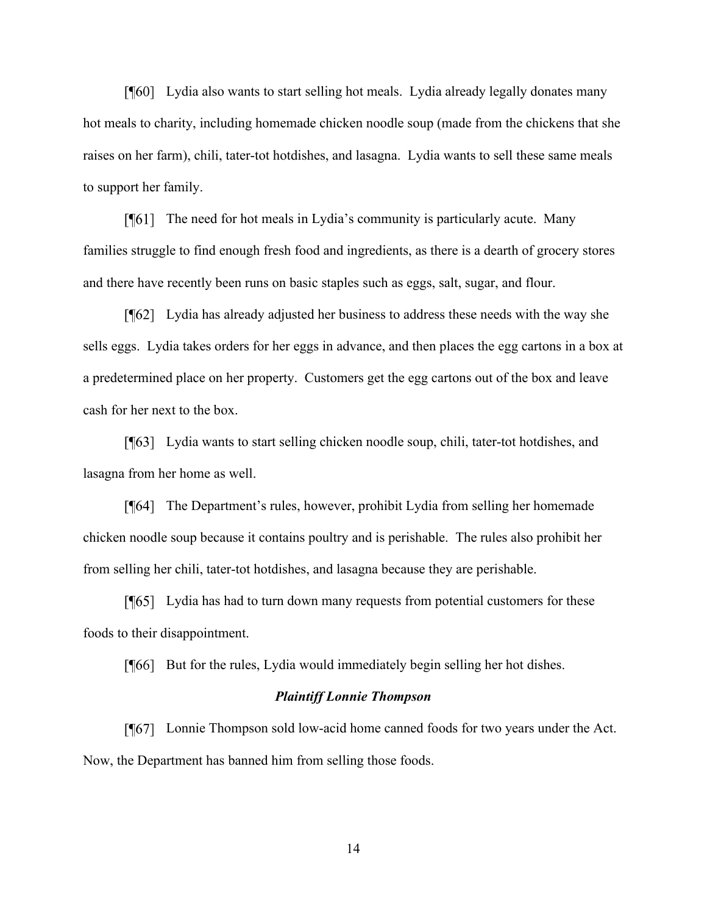[¶60] Lydia also wants to start selling hot meals. Lydia already legally donates many hot meals to charity, including homemade chicken noodle soup (made from the chickens that she raises on her farm), chili, tater-tot hotdishes, and lasagna. Lydia wants to sell these same meals to support her family.

[¶61] The need for hot meals in Lydia's community is particularly acute. Many families struggle to find enough fresh food and ingredients, as there is a dearth of grocery stores and there have recently been runs on basic staples such as eggs, salt, sugar, and flour.

[¶62] Lydia has already adjusted her business to address these needs with the way she sells eggs. Lydia takes orders for her eggs in advance, and then places the egg cartons in a box at a predetermined place on her property. Customers get the egg cartons out of the box and leave cash for her next to the box.

[¶63] Lydia wants to start selling chicken noodle soup, chili, tater-tot hotdishes, and lasagna from her home as well.

[¶64] The Department's rules, however, prohibit Lydia from selling her homemade chicken noodle soup because it contains poultry and is perishable. The rules also prohibit her from selling her chili, tater-tot hotdishes, and lasagna because they are perishable.

[¶65] Lydia has had to turn down many requests from potential customers for these foods to their disappointment.

[¶66] But for the rules, Lydia would immediately begin selling her hot dishes.

### *Plaintiff Lonnie Thompson*

[¶67] Lonnie Thompson sold low-acid home canned foods for two years under the Act. Now, the Department has banned him from selling those foods.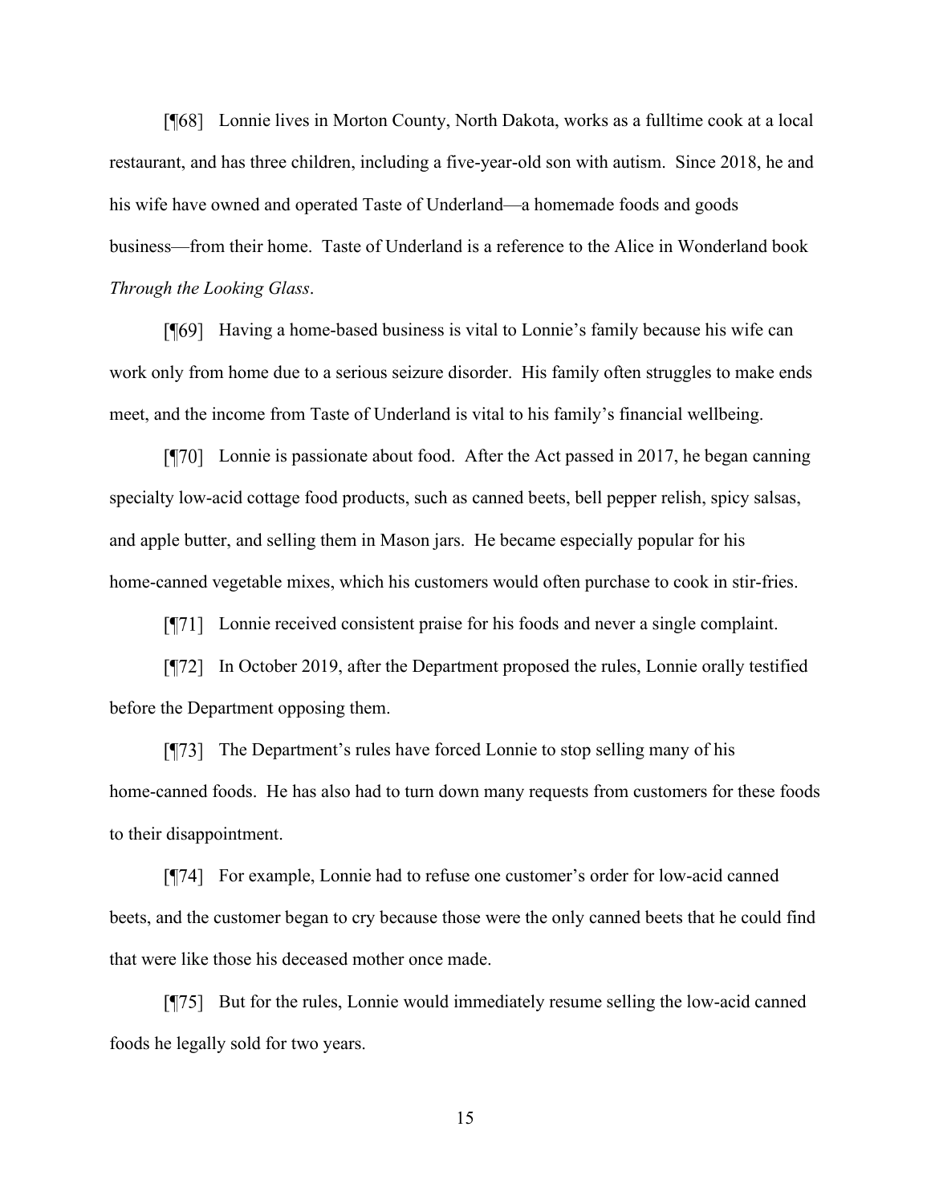[¶68] Lonnie lives in Morton County, North Dakota, works as a fulltime cook at a local restaurant, and has three children, including a five-year-old son with autism. Since 2018, he and his wife have owned and operated Taste of Underland—a homemade foods and goods business—from their home. Taste of Underland is a reference to the Alice in Wonderland book *Through the Looking Glass*.

[¶69] Having a home-based business is vital to Lonnie's family because his wife can work only from home due to a serious seizure disorder. His family often struggles to make ends meet, and the income from Taste of Underland is vital to his family's financial wellbeing.

[¶70] Lonnie is passionate about food. After the Act passed in 2017, he began canning specialty low-acid cottage food products, such as canned beets, bell pepper relish, spicy salsas, and apple butter, and selling them in Mason jars. He became especially popular for his home-canned vegetable mixes, which his customers would often purchase to cook in stir-fries.

[¶71] Lonnie received consistent praise for his foods and never a single complaint.

[¶72] In October 2019, after the Department proposed the rules, Lonnie orally testified before the Department opposing them.

[¶73] The Department's rules have forced Lonnie to stop selling many of his home-canned foods. He has also had to turn down many requests from customers for these foods to their disappointment.

[¶74] For example, Lonnie had to refuse one customer's order for low-acid canned beets, and the customer began to cry because those were the only canned beets that he could find that were like those his deceased mother once made.

[¶75] But for the rules, Lonnie would immediately resume selling the low-acid canned foods he legally sold for two years.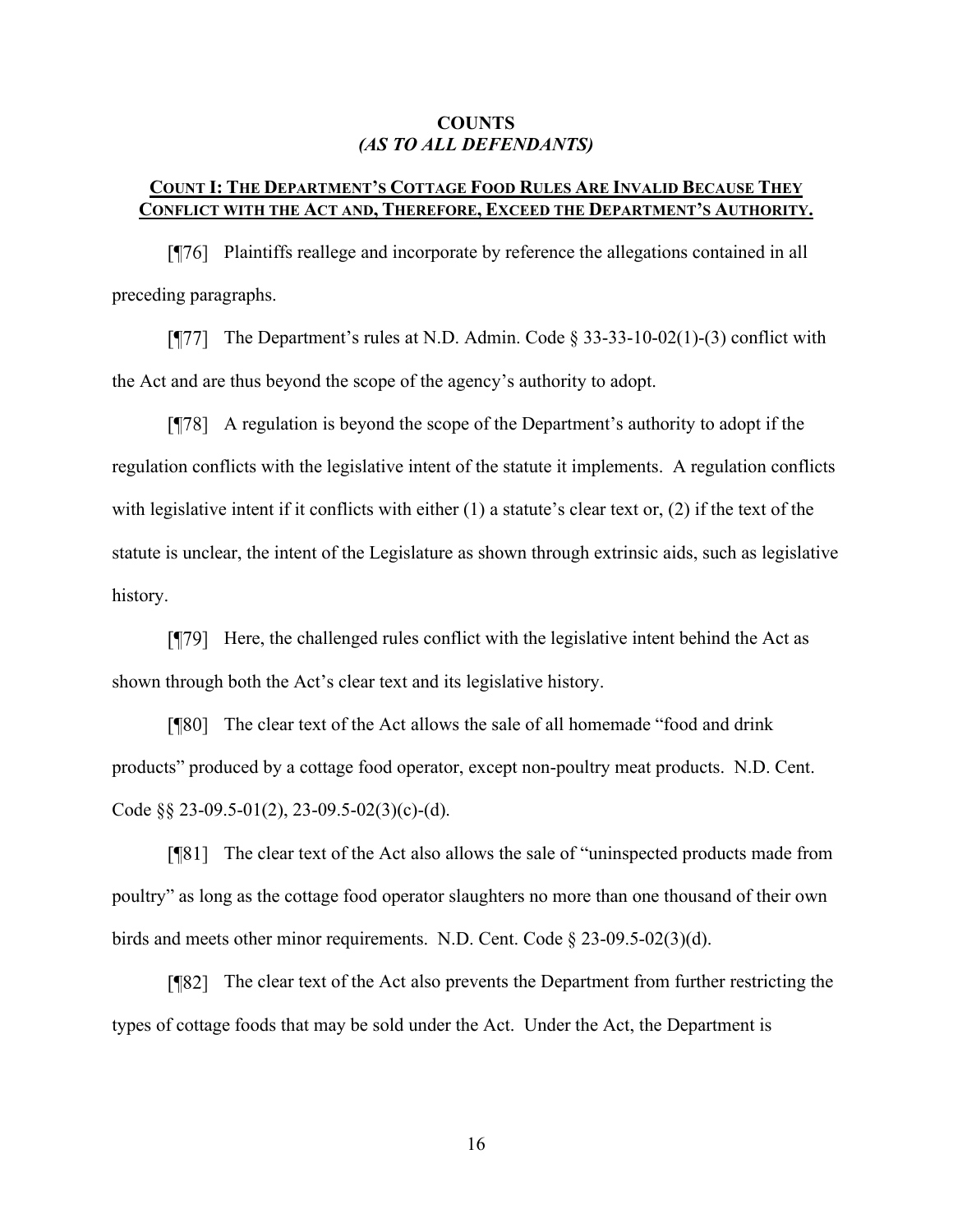## COUNTS
## *(AS TO ALL DEFENDANTS)*

### **COUNT I: THE DEPARTMENT'S COTTAGE FOOD RULES ARE INVALID BECAUSE THEY CONFLICT WITH THE ACT AND, THEREFORE, EXCEED THE DEPARTMENT'S AUTHORITY.**

[¶76] Plaintiffs reallege and incorporate by reference the allegations contained in all preceding paragraphs.

[¶77] The Department's rules at N.D. Admin. Code § 33-33-10-02(1)-(3) conflict with the Act and are thus beyond the scope of the agency's authority to adopt.

[¶78] A regulation is beyond the scope of the Department's authority to adopt if the regulation conflicts with the legislative intent of the statute it implements. A regulation conflicts with legislative intent if it conflicts with either (1) a statute's clear text or, (2) if the text of the statute is unclear, the intent of the Legislature as shown through extrinsic aids, such as legislative history.

[¶79] Here, the challenged rules conflict with the legislative intent behind the Act as shown through both the Act's clear text and its legislative history.

[¶80] The clear text of the Act allows the sale of all homemade "food and drink products" produced by a cottage food operator, except non-poultry meat products. N.D. Cent. Code §§ 23-09.5-01(2), 23-09.5-02(3)(c)-(d).

[¶81] The clear text of the Act also allows the sale of "uninspected products made from poultry" as long as the cottage food operator slaughters no more than one thousand of their own birds and meets other minor requirements. N.D. Cent. Code § 23-09.5-02(3)(d).

[¶82] The clear text of the Act also prevents the Department from further restricting the types of cottage foods that may be sold under the Act. Under the Act, the Department is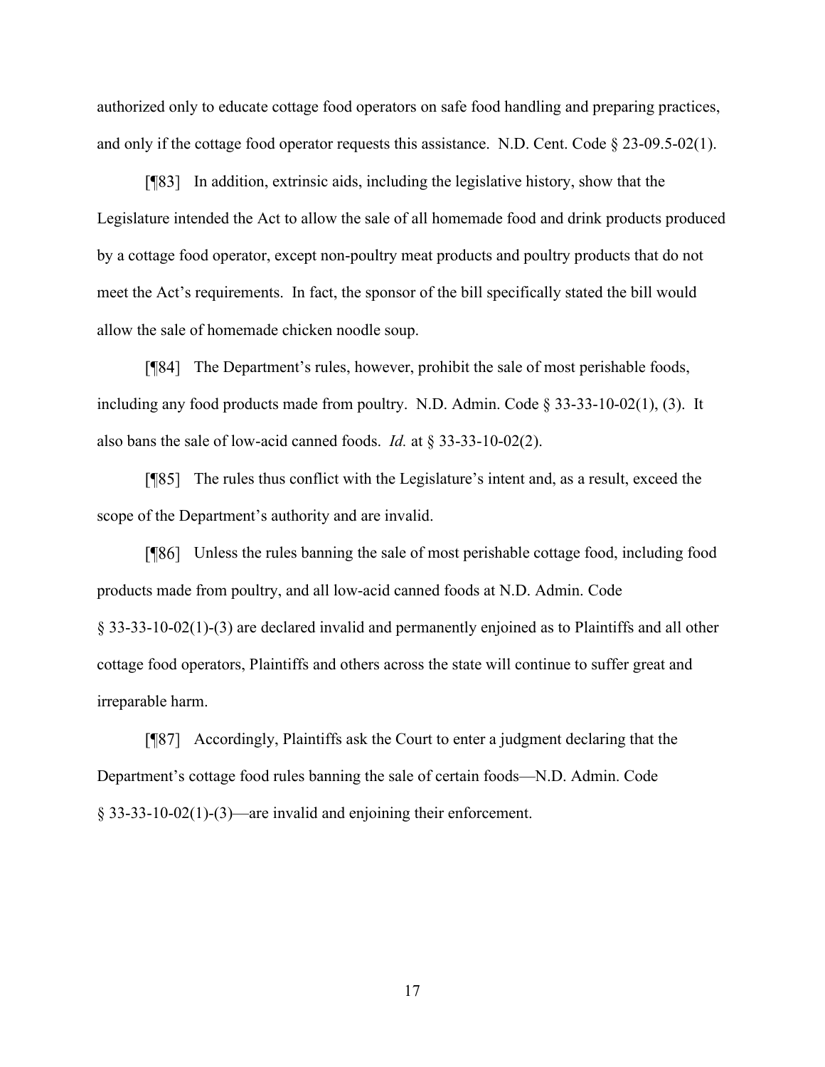authorized only to educate cottage food operators on safe food handling and preparing practices, and only if the cottage food operator requests this assistance. N.D. Cent. Code § 23-09.5-02(1).

[¶83] In addition, extrinsic aids, including the legislative history, show that the Legislature intended the Act to allow the sale of all homemade food and drink products produced by a cottage food operator, except non-poultry meat products and poultry products that do not meet the Act's requirements. In fact, the sponsor of the bill specifically stated the bill would allow the sale of homemade chicken noodle soup.

[¶84] The Department's rules, however, prohibit the sale of most perishable foods, including any food products made from poultry. N.D. Admin. Code § 33-33-10-02(1), (3). It also bans the sale of low-acid canned foods. *Id.* at § 33-33-10-02(2).

[¶85] The rules thus conflict with the Legislature's intent and, as a result, exceed the scope of the Department's authority and are invalid.

[¶86] Unless the rules banning the sale of most perishable cottage food, including food products made from poultry, and all low-acid canned foods at N.D. Admin. Code § 33-33-10-02(1)-(3) are declared invalid and permanently enjoined as to Plaintiffs and all other cottage food operators, Plaintiffs and others across the state will continue to suffer great and irreparable harm.

[¶87] Accordingly, Plaintiffs ask the Court to enter a judgment declaring that the Department's cottage food rules banning the sale of certain foods—N.D. Admin. Code § 33-33-10-02(1)-(3)—are invalid and enjoining their enforcement.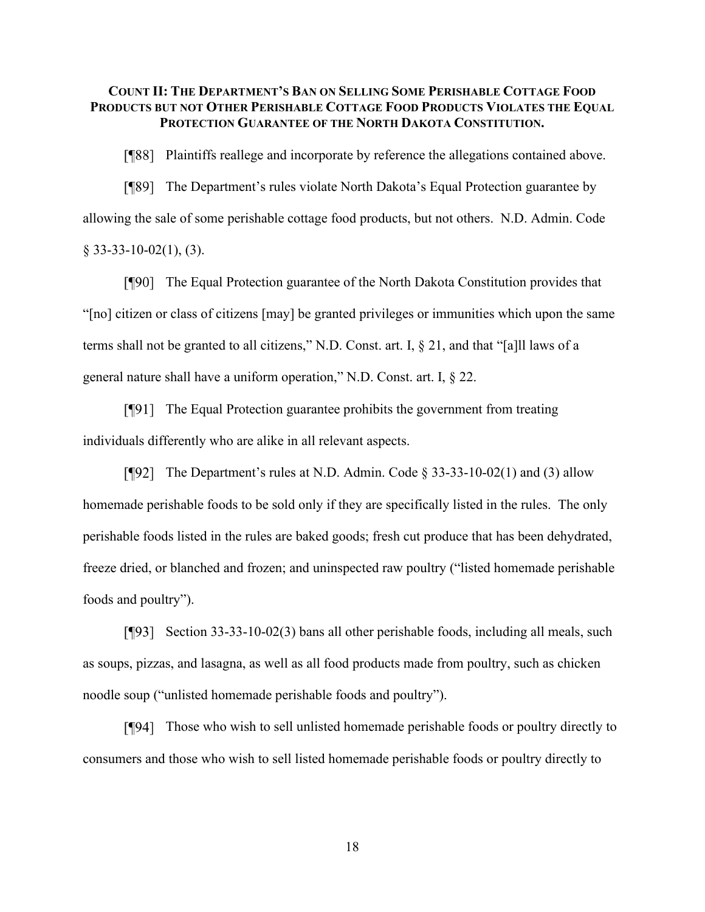**COUNT II: THE DEPARTMENT'S BAN ON SELLING SOME PERISHABLE COTTAGE FOOD PRODUCTS BUT NOT OTHER PERISHABLE COTTAGE FOOD PRODUCTS VIOLATES THE EQUAL PROTECTION GUARANTEE OF THE NORTH DAKOTA CONSTITUTION.**

[¶88] Plaintiffs reallege and incorporate by reference the allegations contained above.

[¶89] The Department's rules violate North Dakota's Equal Protection guarantee by allowing the sale of some perishable cottage food products, but not others. N.D. Admin. Code § 33-33-10-02(1), (3).

[¶90] The Equal Protection guarantee of the North Dakota Constitution provides that "[no] citizen or class of citizens [may] be granted privileges or immunities which upon the same terms shall not be granted to all citizens," N.D. Const. art. I, § 21, and that "[a]ll laws of a general nature shall have a uniform operation," N.D. Const. art. I, § 22.

[¶91] The Equal Protection guarantee prohibits the government from treating individuals differently who are alike in all relevant aspects.

[¶92] The Department's rules at N.D. Admin. Code § 33-33-10-02(1) and (3) allow homemade perishable foods to be sold only if they are specifically listed in the rules. The only perishable foods listed in the rules are baked goods; fresh cut produce that has been dehydrated, freeze dried, or blanched and frozen; and uninspected raw poultry ("listed homemade perishable foods and poultry").

[¶93] Section 33-33-10-02(3) bans all other perishable foods, including all meals, such as soups, pizzas, and lasagna, as well as all food products made from poultry, such as chicken noodle soup ("unlisted homemade perishable foods and poultry").

[¶94] Those who wish to sell unlisted homemade perishable foods or poultry directly to consumers and those who wish to sell listed homemade perishable foods or poultry directly to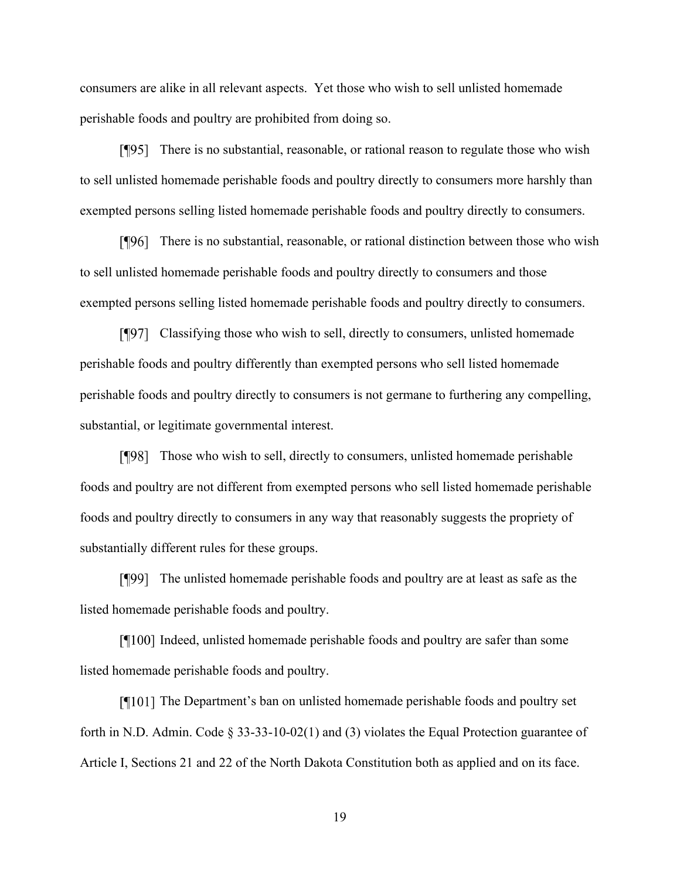consumers are alike in all relevant aspects. Yet those who wish to sell unlisted homemade perishable foods and poultry are prohibited from doing so.

[¶95] There is no substantial, reasonable, or rational reason to regulate those who wish to sell unlisted homemade perishable foods and poultry directly to consumers more harshly than exempted persons selling listed homemade perishable foods and poultry directly to consumers.

[¶96] There is no substantial, reasonable, or rational distinction between those who wish to sell unlisted homemade perishable foods and poultry directly to consumers and those exempted persons selling listed homemade perishable foods and poultry directly to consumers.

[¶97] Classifying those who wish to sell, directly to consumers, unlisted homemade perishable foods and poultry differently than exempted persons who sell listed homemade perishable foods and poultry directly to consumers is not germane to furthering any compelling, substantial, or legitimate governmental interest.

[¶98] Those who wish to sell, directly to consumers, unlisted homemade perishable foods and poultry are not different from exempted persons who sell listed homemade perishable foods and poultry directly to consumers in any way that reasonably suggests the propriety of substantially different rules for these groups.

[¶99] The unlisted homemade perishable foods and poultry are at least as safe as the listed homemade perishable foods and poultry.

[¶100] Indeed, unlisted homemade perishable foods and poultry are safer than some listed homemade perishable foods and poultry.

[¶101] The Department's ban on unlisted homemade perishable foods and poultry set forth in N.D. Admin. Code § 33-33-10-02(1) and (3) violates the Equal Protection guarantee of Article I, Sections 21 and 22 of the North Dakota Constitution both as applied and on its face.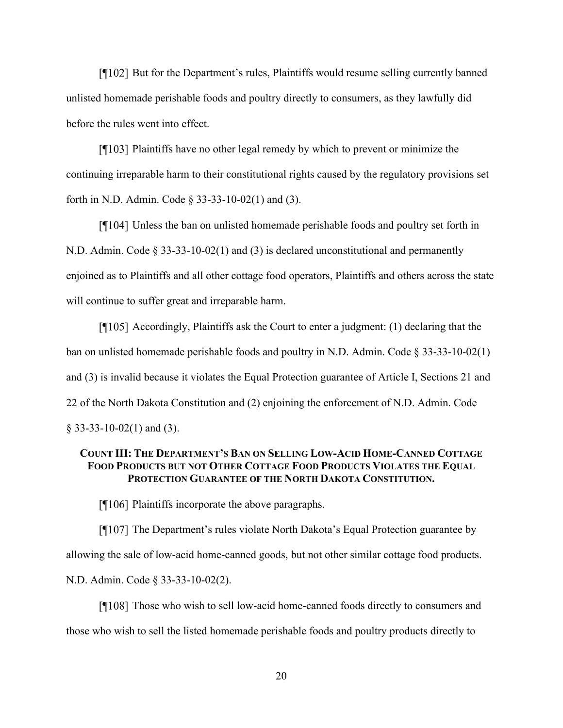[¶102] But for the Department's rules, Plaintiffs would resume selling currently banned unlisted homemade perishable foods and poultry directly to consumers, as they lawfully did before the rules went into effect.

[¶103] Plaintiffs have no other legal remedy by which to prevent or minimize the continuing irreparable harm to their constitutional rights caused by the regulatory provisions set forth in N.D. Admin. Code § 33-33-10-02(1) and (3).

[¶104] Unless the ban on unlisted homemade perishable foods and poultry set forth in N.D. Admin. Code § 33-33-10-02(1) and (3) is declared unconstitutional and permanently enjoined as to Plaintiffs and all other cottage food operators, Plaintiffs and others across the state will continue to suffer great and irreparable harm.

[¶105] Accordingly, Plaintiffs ask the Court to enter a judgment: (1) declaring that the ban on unlisted homemade perishable foods and poultry in N.D. Admin. Code § 33-33-10-02(1) and (3) is invalid because it violates the Equal Protection guarantee of Article I, Sections 21 and 22 of the North Dakota Constitution and (2) enjoining the enforcement of N.D. Admin. Code § 33-33-10-02(1) and (3).

### COUNT III: THE DEPARTMENT'S BAN ON SELLING LOW-ACID HOME-CANNED COTTAGE FOOD PRODUCTS BUT NOT OTHER COTTAGE FOOD PRODUCTS VIOLATES THE EQUAL PROTECTION GUARANTEE OF THE NORTH DAKOTA CONSTITUTION.

[¶106] Plaintiffs incorporate the above paragraphs.

[¶107] The Department's rules violate North Dakota's Equal Protection guarantee by allowing the sale of low-acid home-canned goods, but not other similar cottage food products. N.D. Admin. Code § 33-33-10-02(2).

[¶108] Those who wish to sell low-acid home-canned foods directly to consumers and those who wish to sell the listed homemade perishable foods and poultry products directly to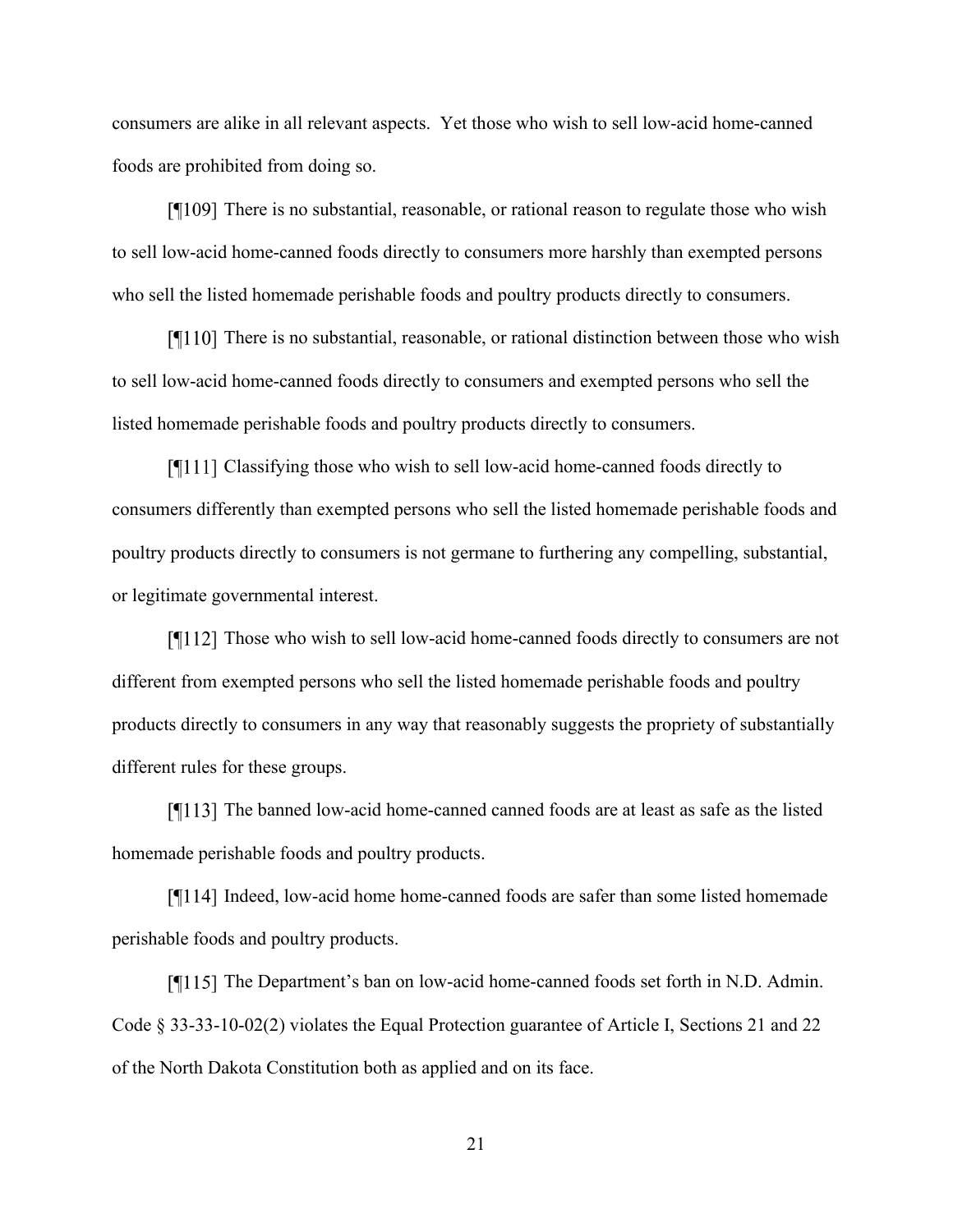consumers are alike in all relevant aspects. Yet those who wish to sell low-acid home-canned foods are prohibited from doing so.

[¶109] There is no substantial, reasonable, or rational reason to regulate those who wish to sell low-acid home-canned foods directly to consumers more harshly than exempted persons who sell the listed homemade perishable foods and poultry products directly to consumers.

[¶110] There is no substantial, reasonable, or rational distinction between those who wish to sell low-acid home-canned foods directly to consumers and exempted persons who sell the listed homemade perishable foods and poultry products directly to consumers.

[¶111] Classifying those who wish to sell low-acid home-canned foods directly to consumers differently than exempted persons who sell the listed homemade perishable foods and poultry products directly to consumers is not germane to furthering any compelling, substantial, or legitimate governmental interest.

[¶112] Those who wish to sell low-acid home-canned foods directly to consumers are not different from exempted persons who sell the listed homemade perishable foods and poultry products directly to consumers in any way that reasonably suggests the propriety of substantially different rules for these groups.

[¶113] The banned low-acid home-canned canned foods are at least as safe as the listed homemade perishable foods and poultry products.

[¶114] Indeed, low-acid home home-canned foods are safer than some listed homemade perishable foods and poultry products.

[¶115] The Department's ban on low-acid home-canned foods set forth in N.D. Admin. Code § 33-33-10-02(2) violates the Equal Protection guarantee of Article I, Sections 21 and 22 of the North Dakota Constitution both as applied and on its face.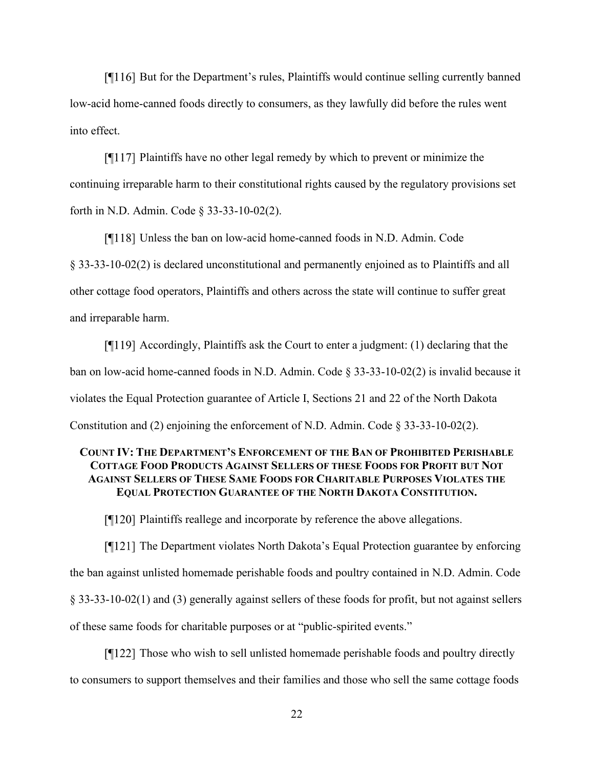[¶116] But for the Department's rules, Plaintiffs would continue selling currently banned low-acid home-canned foods directly to consumers, as they lawfully did before the rules went into effect.

[¶117] Plaintiffs have no other legal remedy by which to prevent or minimize the continuing irreparable harm to their constitutional rights caused by the regulatory provisions set forth in N.D. Admin. Code § 33-33-10-02(2).

[¶118] Unless the ban on low-acid home-canned foods in N.D. Admin. Code § 33-33-10-02(2) is declared unconstitutional and permanently enjoined as to Plaintiffs and all other cottage food operators, Plaintiffs and others across the state will continue to suffer great and irreparable harm.

[¶119] Accordingly, Plaintiffs ask the Court to enter a judgment: (1) declaring that the ban on low-acid home-canned foods in N.D. Admin. Code § 33-33-10-02(2) is invalid because it violates the Equal Protection guarantee of Article I, Sections 21 and 22 of the North Dakota Constitution and (2) enjoining the enforcement of N.D. Admin. Code § 33-33-10-02(2).

### COUNT IV: THE DEPARTMENT'S ENFORCEMENT OF THE BAN OF PROHIBITED PERISHABLE COTTAGE FOOD PRODUCTS AGAINST SELLERS OF THESE FOODS FOR PROFIT BUT NOT AGAINST SELLERS OF THESE SAME FOODS FOR CHARITABLE PURPOSES VIOLATES THE EQUAL PROTECTION GUARANTEE OF THE NORTH DAKOTA CONSTITUTION.

[¶120] Plaintiffs reallege and incorporate by reference the above allegations.

[¶121] The Department violates North Dakota's Equal Protection guarantee by enforcing the ban against unlisted homemade perishable foods and poultry contained in N.D. Admin. Code § 33-33-10-02(1) and (3) generally against sellers of these foods for profit, but not against sellers of these same foods for charitable purposes or at "public-spirited events."

[¶122] Those who wish to sell unlisted homemade perishable foods and poultry directly to consumers to support themselves and their families and those who sell the same cottage foods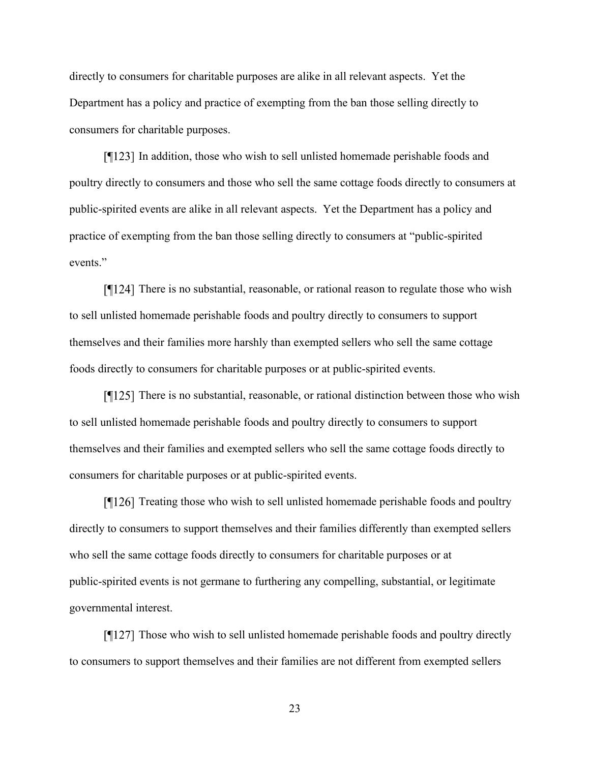directly to consumers for charitable purposes are alike in all relevant aspects. Yet the Department has a policy and practice of exempting from the ban those selling directly to consumers for charitable purposes.

[¶123] In addition, those who wish to sell unlisted homemade perishable foods and poultry directly to consumers and those who sell the same cottage foods directly to consumers at public-spirited events are alike in all relevant aspects. Yet the Department has a policy and practice of exempting from the ban those selling directly to consumers at "public-spirited events."

[¶124] There is no substantial, reasonable, or rational reason to regulate those who wish to sell unlisted homemade perishable foods and poultry directly to consumers to support themselves and their families more harshly than exempted sellers who sell the same cottage foods directly to consumers for charitable purposes or at public-spirited events.

[¶125] There is no substantial, reasonable, or rational distinction between those who wish to sell unlisted homemade perishable foods and poultry directly to consumers to support themselves and their families and exempted sellers who sell the same cottage foods directly to consumers for charitable purposes or at public-spirited events.

[¶126] Treating those who wish to sell unlisted homemade perishable foods and poultry directly to consumers to support themselves and their families differently than exempted sellers who sell the same cottage foods directly to consumers for charitable purposes or at public-spirited events is not germane to furthering any compelling, substantial, or legitimate governmental interest.

[¶127] Those who wish to sell unlisted homemade perishable foods and poultry directly to consumers to support themselves and their families are not different from exempted sellers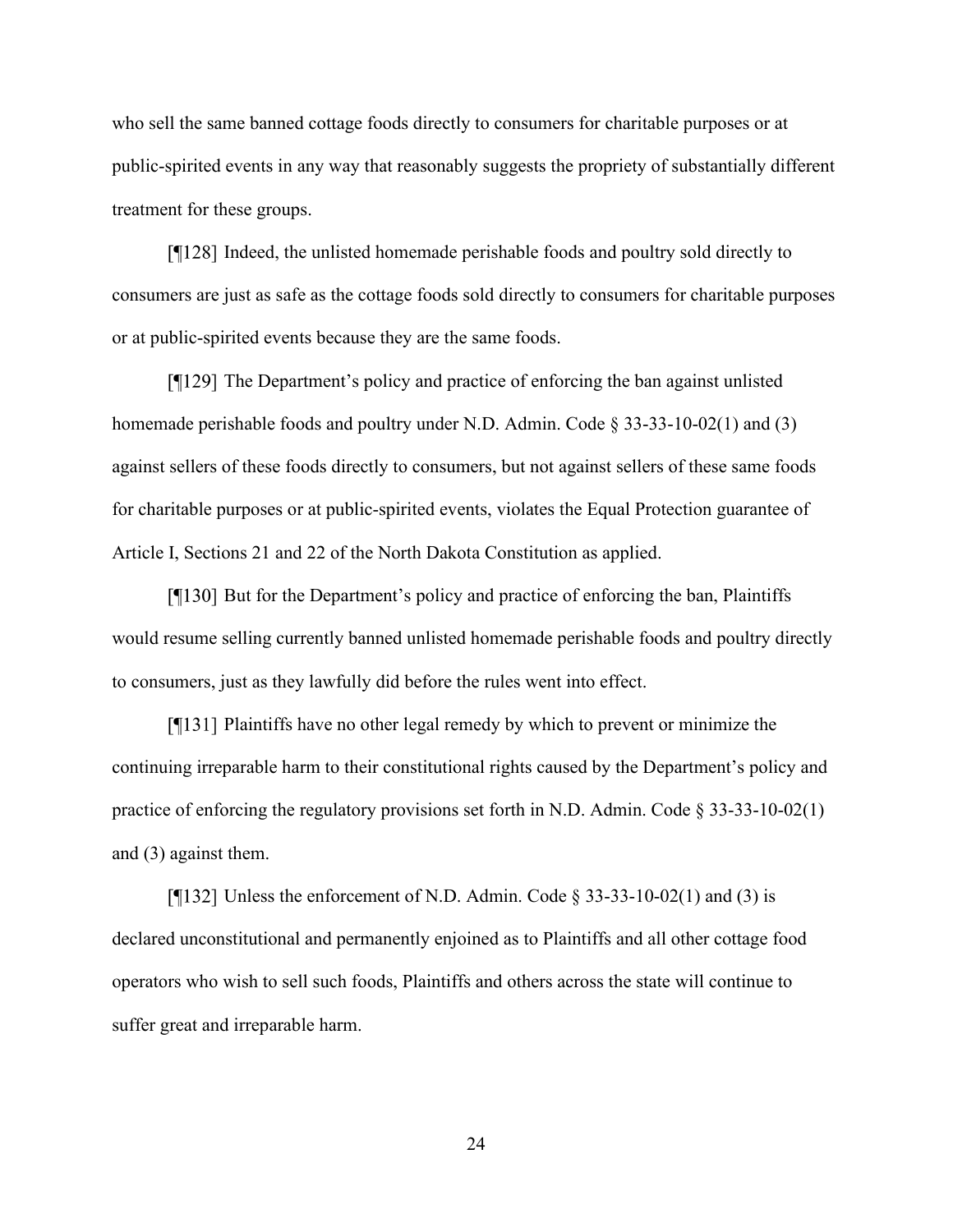who sell the same banned cottage foods directly to consumers for charitable purposes or at public-spirited events in any way that reasonably suggests the propriety of substantially different treatment for these groups.

[¶128] Indeed, the unlisted homemade perishable foods and poultry sold directly to consumers are just as safe as the cottage foods sold directly to consumers for charitable purposes or at public-spirited events because they are the same foods.

[¶129] The Department's policy and practice of enforcing the ban against unlisted homemade perishable foods and poultry under N.D. Admin. Code § 33-33-10-02(1) and (3) against sellers of these foods directly to consumers, but not against sellers of these same foods for charitable purposes or at public-spirited events, violates the Equal Protection guarantee of Article I, Sections 21 and 22 of the North Dakota Constitution as applied.

[¶130] But for the Department's policy and practice of enforcing the ban, Plaintiffs would resume selling currently banned unlisted homemade perishable foods and poultry directly to consumers, just as they lawfully did before the rules went into effect.

[¶131] Plaintiffs have no other legal remedy by which to prevent or minimize the continuing irreparable harm to their constitutional rights caused by the Department's policy and practice of enforcing the regulatory provisions set forth in N.D. Admin. Code § 33-33-10-02(1) and (3) against them.

[¶132] Unless the enforcement of N.D. Admin. Code § 33-33-10-02(1) and (3) is declared unconstitutional and permanently enjoined as to Plaintiffs and all other cottage food operators who wish to sell such foods, Plaintiffs and others across the state will continue to suffer great and irreparable harm.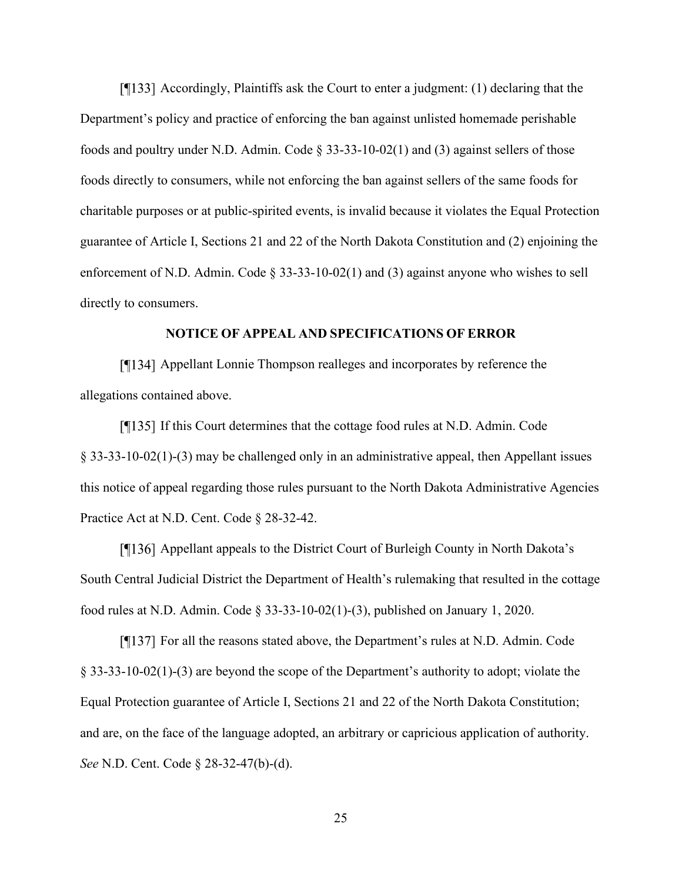[¶133] Accordingly, Plaintiffs ask the Court to enter a judgment: (1) declaring that the Department's policy and practice of enforcing the ban against unlisted homemade perishable foods and poultry under N.D. Admin. Code § 33-33-10-02(1) and (3) against sellers of those foods directly to consumers, while not enforcing the ban against sellers of the same foods for charitable purposes or at public-spirited events, is invalid because it violates the Equal Protection guarantee of Article I, Sections 21 and 22 of the North Dakota Constitution and (2) enjoining the enforcement of N.D. Admin. Code § 33-33-10-02(1) and (3) against anyone who wishes to sell directly to consumers.

## NOTICE OF APPEAL AND SPECIFICATIONS OF ERROR

[¶134] Appellant Lonnie Thompson realleges and incorporates by reference the allegations contained above.

[¶135] If this Court determines that the cottage food rules at N.D. Admin. Code § 33-33-10-02(1)-(3) may be challenged only in an administrative appeal, then Appellant issues this notice of appeal regarding those rules pursuant to the North Dakota Administrative Agencies Practice Act at N.D. Cent. Code § 28-32-42.

[¶136] Appellant appeals to the District Court of Burleigh County in North Dakota's South Central Judicial District the Department of Health's rulemaking that resulted in the cottage food rules at N.D. Admin. Code § 33-33-10-02(1)-(3), published on January 1, 2020.

[¶137] For all the reasons stated above, the Department's rules at N.D. Admin. Code § 33-33-10-02(1)-(3) are beyond the scope of the Department's authority to adopt; violate the Equal Protection guarantee of Article I, Sections 21 and 22 of the North Dakota Constitution; and are, on the face of the language adopted, an arbitrary or capricious application of authority. *See* N.D. Cent. Code § 28-32-47(b)-(d).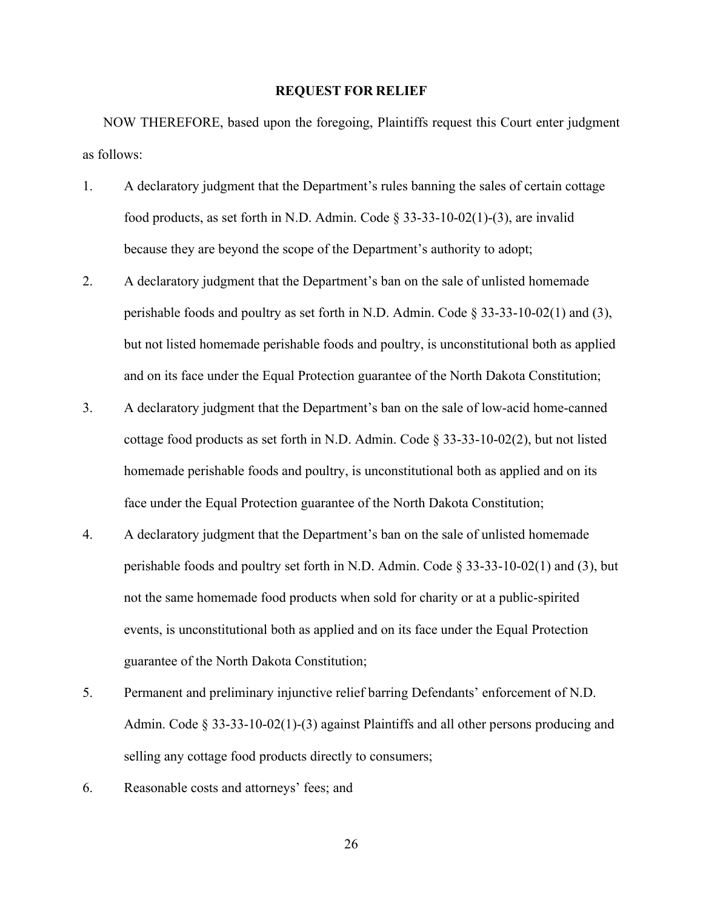## REQUEST FOR RELIEF

NOW THEREFORE, based upon the foregoing, Plaintiffs request this Court enter judgment as follows:

1. A declaratory judgment that the Department's rules banning the sales of certain cottage food products, as set forth in N.D. Admin. Code § 33-33-10-02(1)-(3), are invalid because they are beyond the scope of the Department's authority to adopt;
2. A declaratory judgment that the Department's ban on the sale of unlisted homemade perishable foods and poultry as set forth in N.D. Admin. Code § 33-33-10-02(1) and (3), but not listed homemade perishable foods and poultry, is unconstitutional both as applied and on its face under the Equal Protection guarantee of the North Dakota Constitution;
3. A declaratory judgment that the Department's ban on the sale of low-acid home-canned cottage food products as set forth in N.D. Admin. Code § 33-33-10-02(2), but not listed homemade perishable foods and poultry, is unconstitutional both as applied and on its face under the Equal Protection guarantee of the North Dakota Constitution;
4. A declaratory judgment that the Department's ban on the sale of unlisted homemade perishable foods and poultry set forth in N.D. Admin. Code § 33-33-10-02(1) and (3), but not the same homemade food products when sold for charity or at a public-spirited events, is unconstitutional both as applied and on its face under the Equal Protection guarantee of the North Dakota Constitution;
5. Permanent and preliminary injunctive relief barring Defendants' enforcement of N.D. Admin. Code § 33-33-10-02(1)-(3) against Plaintiffs and all other persons producing and selling any cottage food products directly to consumers;
6. Reasonable costs and attorneys' fees; and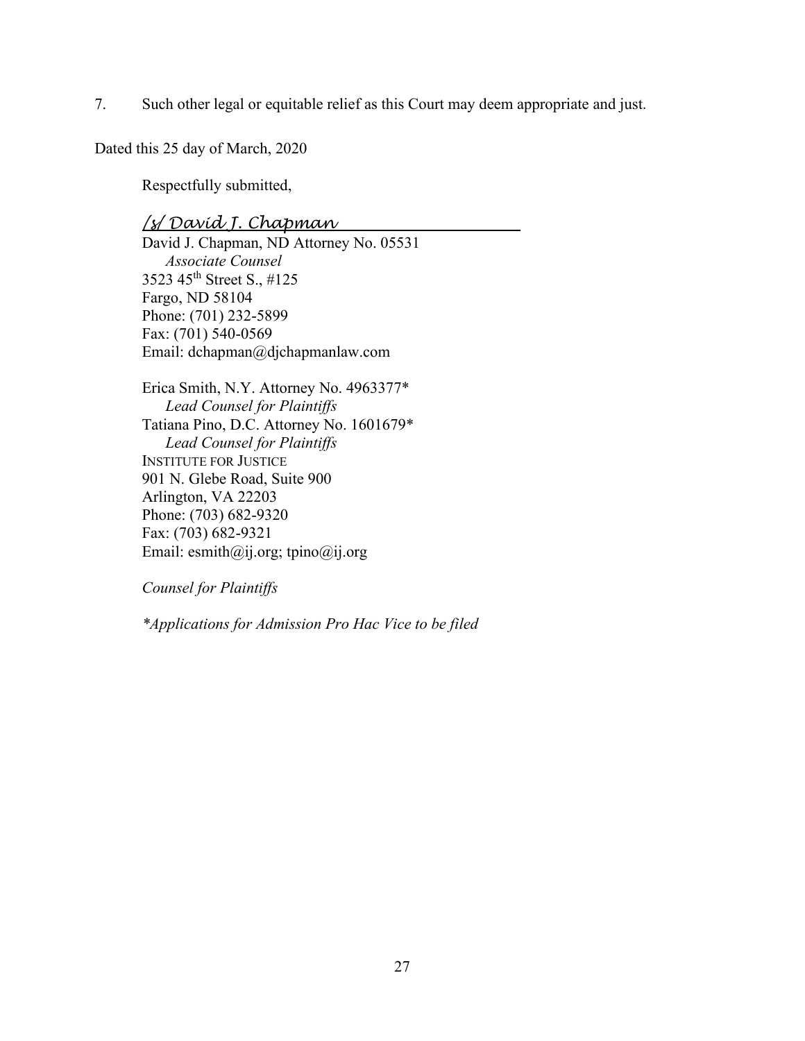7. Such other legal or equitable relief as this Court may deem appropriate and just.

Dated this 25 day of March, 2020

Respectfully submitted,

/s/ David J. Chapman

David J. Chapman, ND Attorney No. 05531
*Associate Counsel*
3523 45th Street S., #125
Fargo, ND 58104
Phone: (701) 232-5899
Fax: (701) 540-0569
Email: dchapman@djchapmanlaw.com

Erica Smith, N.Y. Attorney No. 4963377*
*Lead Counsel for Plaintiffs*
Tatiana Pino, D.C. Attorney No. 1601679*
*Lead Counsel for Plaintiffs*
INSTITUTE FOR JUSTICE
901 N. Glebe Road, Suite 900
Arlington, VA 22203
Phone: (703) 682-9320
Fax: (703) 682-9321
Email: esmith@ij.org; tpino@ij.org

*Counsel for Plaintiffs*

*\*Applications for Admission Pro Hac Vice to be filed*